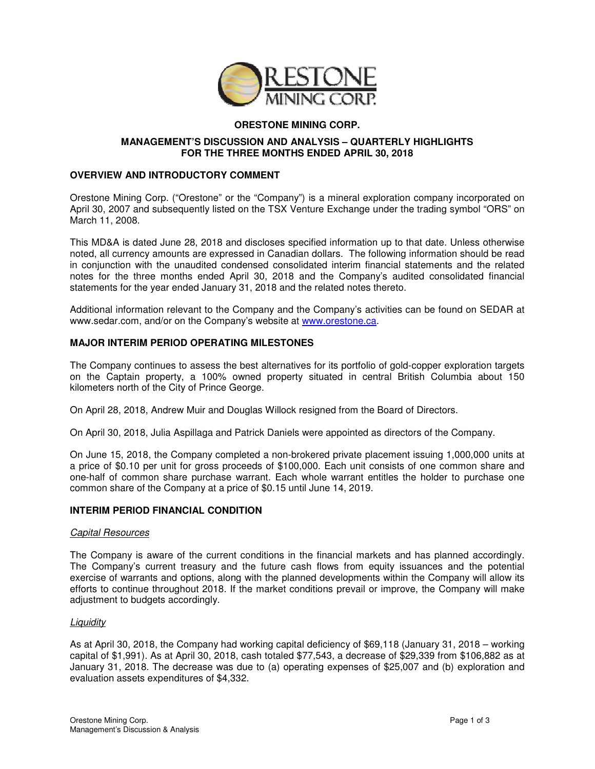# ORESTONE MINING CORP.

## MANAGEMENT'S DISCUSSION AND ANALYSIS – QUARTERLY HIGHLIGHTS FOR THE THREE MONTHS ENDED APRIL 30, 2018

### OVERVIEW AND INTRODUCTORY COMMENT

Orestone Mining Corp. ("Orestone" or the "Company") is a mineral exploration company incorporated on April 30, 2007 and subsequently listed on the TSX Venture Exchange under the trading symbol "ORS" on March 11, 2008.

This MD&A is dated June 28, 2018 and discloses specified information up to that date. Unless otherwise noted, all currency amounts are expressed in Canadian dollars. The following information should be read in conjunction with the unaudited condensed consolidated interim financial statements and the related notes for the three months ended April 30, 2018 and the Company's audited consolidated financial statements for the year ended January 31, 2018 and the related notes thereto.

Additional information relevant to the Company and the Company's activities can be found on SEDAR at www.sedar.com, and/or on the Company's website at www.orestone.ca.

### MAJOR INTERIM PERIOD OPERATING MILESTONES

The Company continues to assess the best alternatives for its portfolio of gold-copper exploration targets on the Captain property, a 100% owned property situated in central British Columbia about 150 kilometers north of the City of Prince George.

On April 28, 2018, Andrew Muir and Douglas Willock resigned from the Board of Directors.

On April 30, 2018, Julia Aspillaga and Patrick Daniels were appointed as directors of the Company.

On June 15, 2018, the Company completed a non-brokered private placement issuing 1,000,000 units at a price of $0.10 per unit for gross proceeds of $100,000. Each unit consists of one common share and one-half of common share purchase warrant. Each whole warrant entitles the holder to purchase one common share of the Company at a price of $0.15 until June 14, 2019.

### INTERIM PERIOD FINANCIAL CONDITION

*Capital Resources*

The Company is aware of the current conditions in the financial markets and has planned accordingly. The Company's current treasury and the future cash flows from equity issuances and the potential exercise of warrants and options, along with the planned developments within the Company will allow its efforts to continue throughout 2018. If the market conditions prevail or improve, the Company will make adjustment to budgets accordingly.

*Liquidity*

As at April 30, 2018, the Company had working capital deficiency of $69,118 (January 31, 2018 – working capital of $1,991). As at April 30, 2018, cash totaled $77,543, a decrease of $29,339 from $106,882 as at January 31, 2018. The decrease was due to (a) operating expenses of $25,007 and (b) exploration and evaluation assets expenditures of $4,332.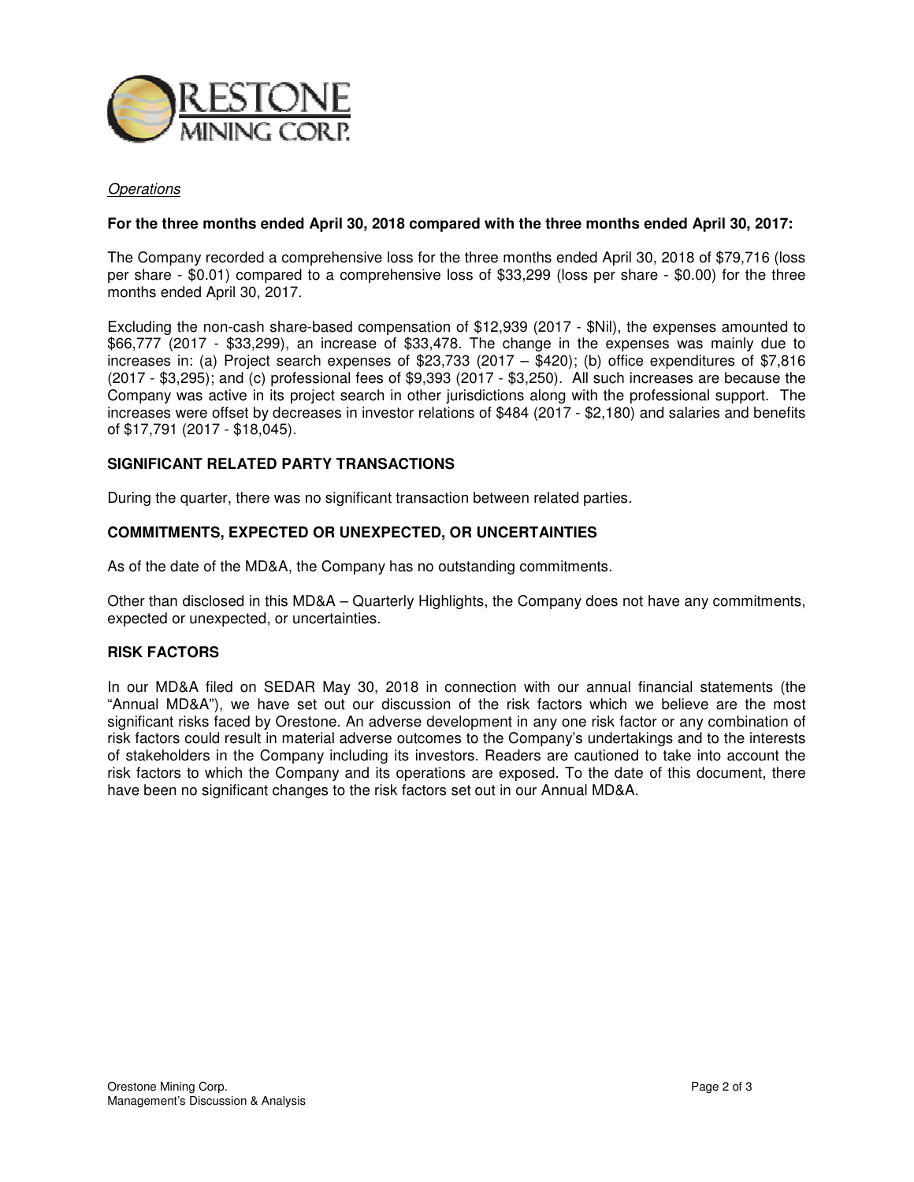*Operations*

**For the three months ended April 30, 2018 compared with the three months ended April 30, 2017:**

The Company recorded a comprehensive loss for the three months ended April 30, 2018 of $79,716 (loss per share - $0.01) compared to a comprehensive loss of $33,299 (loss per share - $0.00) for the three months ended April 30, 2017.

Excluding the non-cash share-based compensation of $12,939 (2017 - $Nil), the expenses amounted to $66,777 (2017 - $33,299), an increase of $33,478. The change in the expenses was mainly due to increases in: (a) Project search expenses of $23,733 (2017 – $420); (b) office expenditures of $7,816 (2017 - $3,295); and (c) professional fees of $9,393 (2017 - $3,250). All such increases are because the Company was active in its project search in other jurisdictions along with the professional support. The increases were offset by decreases in investor relations of $484 (2017 - $2,180) and salaries and benefits of $17,791 (2017 - $18,045).

## SIGNIFICANT RELATED PARTY TRANSACTIONS

During the quarter, there was no significant transaction between related parties.

## COMMITMENTS, EXPECTED OR UNEXPECTED, OR UNCERTAINTIES

As of the date of the MD&A, the Company has no outstanding commitments.

Other than disclosed in this MD&A – Quarterly Highlights, the Company does not have any commitments, expected or unexpected, or uncertainties.

## RISK FACTORS

In our MD&A filed on SEDAR May 30, 2018 in connection with our annual financial statements (the "Annual MD&A"), we have set out our discussion of the risk factors which we believe are the most significant risks faced by Orestone. An adverse development in any one risk factor or any combination of risk factors could result in material adverse outcomes to the Company's undertakings and to the interests of stakeholders in the Company including its investors. Readers are cautioned to take into account the risk factors to which the Company and its operations are exposed. To the date of this document, there have been no significant changes to the risk factors set out in our Annual MD&A.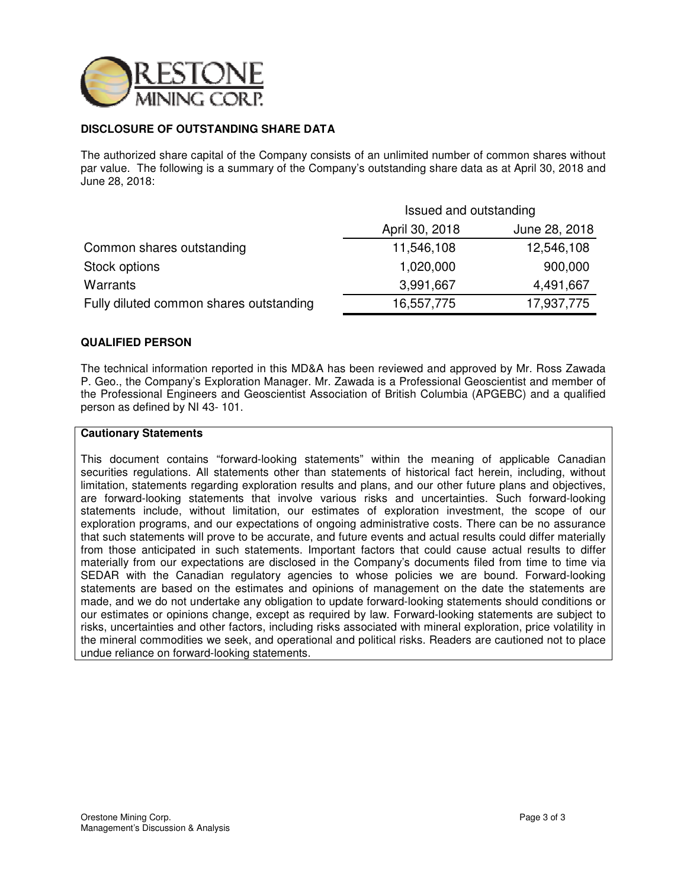## DISCLOSURE OF OUTSTANDING SHARE DATA

The authorized share capital of the Company consists of an unlimited number of common shares without par value. The following is a summary of the Company's outstanding share data as at April 30, 2018 and June 28, 2018:

| | Issued and outstanding | |
|---|---|---|
| | April 30, 2018 | June 28, 2018 |
| Common shares outstanding | 11,546,108 | 12,546,108 |
| Stock options | 1,020,000 | 900,000 |
| Warrants | 3,991,667 | 4,491,667 |
| Fully diluted common shares outstanding | 16,557,775 | 17,937,775 |

## QUALIFIED PERSON

The technical information reported in this MD&A has been reviewed and approved by Mr. Ross Zawada P. Geo., the Company's Exploration Manager. Mr. Zawada is a Professional Geoscientist and member of the Professional Engineers and Geoscientist Association of British Columbia (APGEBC) and a qualified person as defined by NI 43- 101.

**Cautionary Statements**

This document contains "forward-looking statements" within the meaning of applicable Canadian securities regulations. All statements other than statements of historical fact herein, including, without limitation, statements regarding exploration results and plans, and our other future plans and objectives, are forward-looking statements that involve various risks and uncertainties. Such forward-looking statements include, without limitation, our estimates of exploration investment, the scope of our exploration programs, and our expectations of ongoing administrative costs. There can be no assurance that such statements will prove to be accurate, and future events and actual results could differ materially from those anticipated in such statements. Important factors that could cause actual results to differ materially from our expectations are disclosed in the Company's documents filed from time to time via SEDAR with the Canadian regulatory agencies to whose policies we are bound. Forward-looking statements are based on the estimates and opinions of management on the date the statements are made, and we do not undertake any obligation to update forward-looking statements should conditions or our estimates or opinions change, except as required by law. Forward-looking statements are subject to risks, uncertainties and other factors, including risks associated with mineral exploration, price volatility in the mineral commodities we seek, and operational and political risks. Readers are cautioned not to place undue reliance on forward-looking statements.